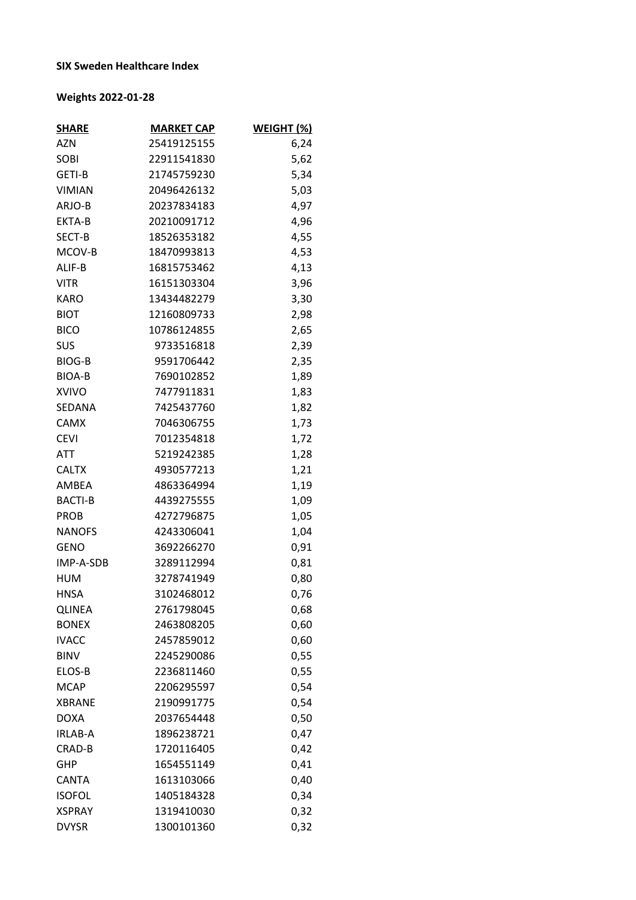**SIX Sweden Healthcare Index**

**Weights 2022-01-28**

| SHARE | MARKET CAP | WEIGHT (%) |
|---|---|---|
| AZN | 25419125155 | 6,24 |
| SOBI | 22911541830 | 5,62 |
| GETI-B | 21745759230 | 5,34 |
| VIMIAN | 20496426132 | 5,03 |
| ARJO-B | 20237834183 | 4,97 |
| EKTA-B | 20210091712 | 4,96 |
| SECT-B | 18526353182 | 4,55 |
| MCOV-B | 18470993813 | 4,53 |
| ALIF-B | 16815753462 | 4,13 |
| VITR | 16151303304 | 3,96 |
| KARO | 13434482279 | 3,30 |
| BIOT | 12160809733 | 2,98 |
| BICO | 10786124855 | 2,65 |
| SUS | 9733516818 | 2,39 |
| BIOG-B | 9591706442 | 2,35 |
| BIOA-B | 7690102852 | 1,89 |
| XVIVO | 7477911831 | 1,83 |
| SEDANA | 7425437760 | 1,82 |
| CAMX | 7046306755 | 1,73 |
| CEVI | 7012354818 | 1,72 |
| ATT | 5219242385 | 1,28 |
| CALTX | 4930577213 | 1,21 |
| AMBEA | 4863364994 | 1,19 |
| BACTI-B | 4439275555 | 1,09 |
| PROB | 4272796875 | 1,05 |
| NANOFS | 4243306041 | 1,04 |
| GENO | 3692266270 | 0,91 |
| IMP-A-SDB | 3289112994 | 0,81 |
| HUM | 3278741949 | 0,80 |
| HNSA | 3102468012 | 0,76 |
| QLINEA | 2761798045 | 0,68 |
| BONEX | 2463808205 | 0,60 |
| IVACC | 2457859012 | 0,60 |
| BINV | 2245290086 | 0,55 |
| ELOS-B | 2236811460 | 0,55 |
| MCAP | 2206295597 | 0,54 |
| XBRANE | 2190991775 | 0,54 |
| DOXA | 2037654448 | 0,50 |
| IRLAB-A | 1896238721 | 0,47 |
| CRAD-B | 1720116405 | 0,42 |
| GHP | 1654551149 | 0,41 |
| CANTA | 1613103066 | 0,40 |
| ISOFOL | 1405184328 | 0,34 |
| XSPRAY | 1319410030 | 0,32 |
| DVYSR | 1300101360 | 0,32 |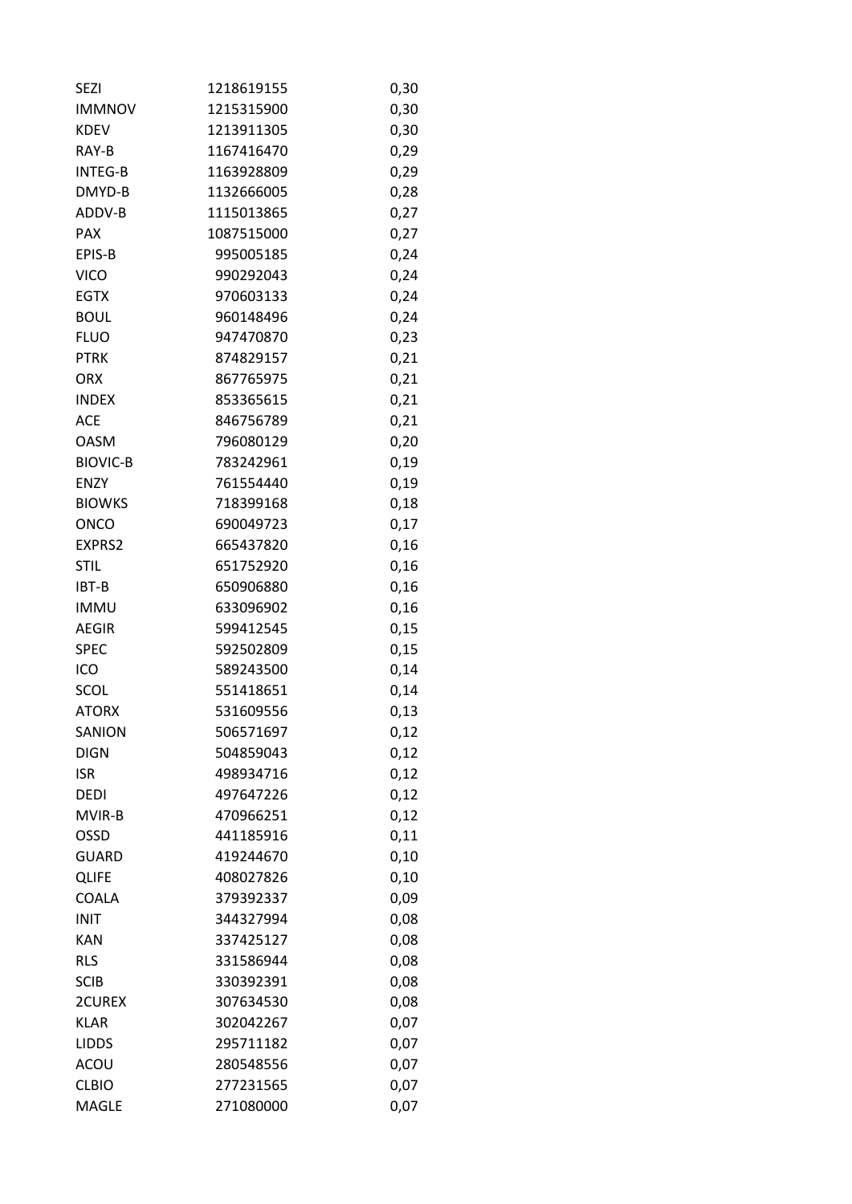| | | |
|---|---|---|
| SEZI | 1218619155 | 0,30 |
| IMMNOV | 1215315900 | 0,30 |
| KDEV | 1213911305 | 0,30 |
| RAY-B | 1167416470 | 0,29 |
| INTEG-B | 1163928809 | 0,29 |
| DMYD-B | 1132666005 | 0,28 |
| ADDV-B | 1115013865 | 0,27 |
| PAX | 1087515000 | 0,27 |
| EPIS-B | 995005185 | 0,24 |
| VICO | 990292043 | 0,24 |
| EGTX | 970603133 | 0,24 |
| BOUL | 960148496 | 0,24 |
| FLUO | 947470870 | 0,23 |
| PTRK | 874829157 | 0,21 |
| ORX | 867765975 | 0,21 |
| INDEX | 853365615 | 0,21 |
| ACE | 846756789 | 0,21 |
| OASM | 796080129 | 0,20 |
| BIOVIC-B | 783242961 | 0,19 |
| ENZY | 761554440 | 0,19 |
| BIOWKS | 718399168 | 0,18 |
| ONCO | 690049723 | 0,17 |
| EXPRS2 | 665437820 | 0,16 |
| STIL | 651752920 | 0,16 |
| IBT-B | 650906880 | 0,16 |
| IMMU | 633096902 | 0,16 |
| AEGIR | 599412545 | 0,15 |
| SPEC | 592502809 | 0,15 |
| ICO | 589243500 | 0,14 |
| SCOL | 551418651 | 0,14 |
| ATORX | 531609556 | 0,13 |
| SANION | 506571697 | 0,12 |
| DIGN | 504859043 | 0,12 |
| ISR | 498934716 | 0,12 |
| DEDI | 497647226 | 0,12 |
| MVIR-B | 470966251 | 0,12 |
| OSSD | 441185916 | 0,11 |
| GUARD | 419244670 | 0,10 |
| QLIFE | 408027826 | 0,10 |
| COALA | 379392337 | 0,09 |
| INIT | 344327994 | 0,08 |
| KAN | 337425127 | 0,08 |
| RLS | 331586944 | 0,08 |
| SCIB | 330392391 | 0,08 |
| 2CUREX | 307634530 | 0,08 |
| KLAR | 302042267 | 0,07 |
| LIDDS | 295711182 | 0,07 |
| ACOU | 280548556 | 0,07 |
| CLBIO | 277231565 | 0,07 |
| MAGLE | 271080000 | 0,07 |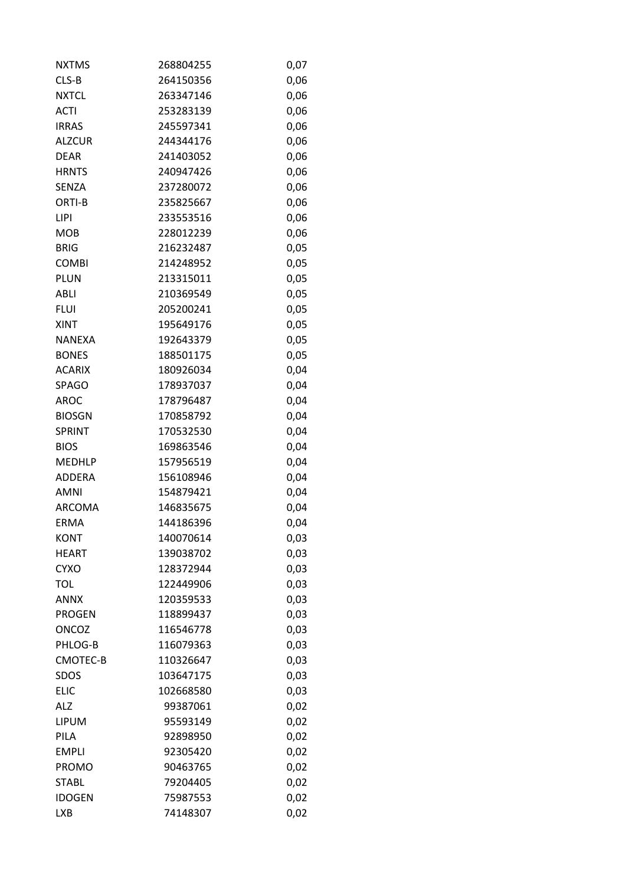| | | |
|---|---|---|
| NXTMS | 268804255 | 0,07 |
| CLS-B | 264150356 | 0,06 |
| NXTCL | 263347146 | 0,06 |
| ACTI | 253283139 | 0,06 |
| IRRAS | 245597341 | 0,06 |
| ALZCUR | 244344176 | 0,06 |
| DEAR | 241403052 | 0,06 |
| HRNTS | 240947426 | 0,06 |
| SENZA | 237280072 | 0,06 |
| ORTI-B | 235825667 | 0,06 |
| LIPI | 233553516 | 0,06 |
| MOB | 228012239 | 0,06 |
| BRIG | 216232487 | 0,05 |
| COMBI | 214248952 | 0,05 |
| PLUN | 213315011 | 0,05 |
| ABLI | 210369549 | 0,05 |
| FLUI | 205200241 | 0,05 |
| XINT | 195649176 | 0,05 |
| NANEXA | 192643379 | 0,05 |
| BONES | 188501175 | 0,05 |
| ACARIX | 180926034 | 0,04 |
| SPAGO | 178937037 | 0,04 |
| AROC | 178796487 | 0,04 |
| BIOSGN | 170858792 | 0,04 |
| SPRINT | 170532530 | 0,04 |
| BIOS | 169863546 | 0,04 |
| MEDHLP | 157956519 | 0,04 |
| ADDERA | 156108946 | 0,04 |
| AMNI | 154879421 | 0,04 |
| ARCOMA | 146835675 | 0,04 |
| ERMA | 144186396 | 0,04 |
| KONT | 140070614 | 0,03 |
| HEART | 139038702 | 0,03 |
| CYXO | 128372944 | 0,03 |
| TOL | 122449906 | 0,03 |
| ANNX | 120359533 | 0,03 |
| PROGEN | 118899437 | 0,03 |
| ONCOZ | 116546778 | 0,03 |
| PHLOG-B | 116079363 | 0,03 |
| CMOTEC-B | 110326647 | 0,03 |
| SDOS | 103647175 | 0,03 |
| ELIC | 102668580 | 0,03 |
| ALZ | 99387061 | 0,02 |
| LIPUM | 95593149 | 0,02 |
| PILA | 92898950 | 0,02 |
| EMPLI | 92305420 | 0,02 |
| PROMO | 90463765 | 0,02 |
| STABL | 79204405 | 0,02 |
| IDOGEN | 75987553 | 0,02 |
| LXB | 74148307 | 0,02 |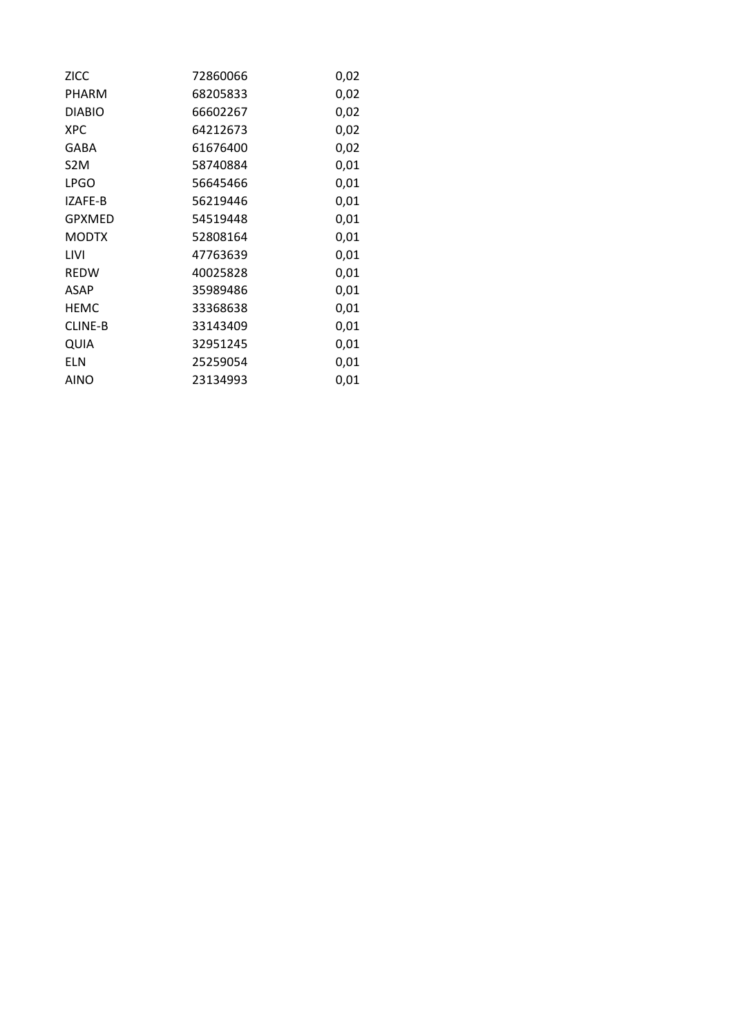| | | |
|---|---|---|
| ZICC | 72860066 | 0,02 |
| PHARM | 68205833 | 0,02 |
| DIABIO | 66602267 | 0,02 |
| XPC | 64212673 | 0,02 |
| GABA | 61676400 | 0,02 |
| S2M | 58740884 | 0,01 |
| LPGO | 56645466 | 0,01 |
| IZAFE-B | 56219446 | 0,01 |
| GPXMED | 54519448 | 0,01 |
| MODTX | 52808164 | 0,01 |
| LIVI | 47763639 | 0,01 |
| REDW | 40025828 | 0,01 |
| ASAP | 35989486 | 0,01 |
| HEMC | 33368638 | 0,01 |
| CLINE-B | 33143409 | 0,01 |
| QUIA | 32951245 | 0,01 |
| ELN | 25259054 | 0,01 |
| AINO | 23134993 | 0,01 |